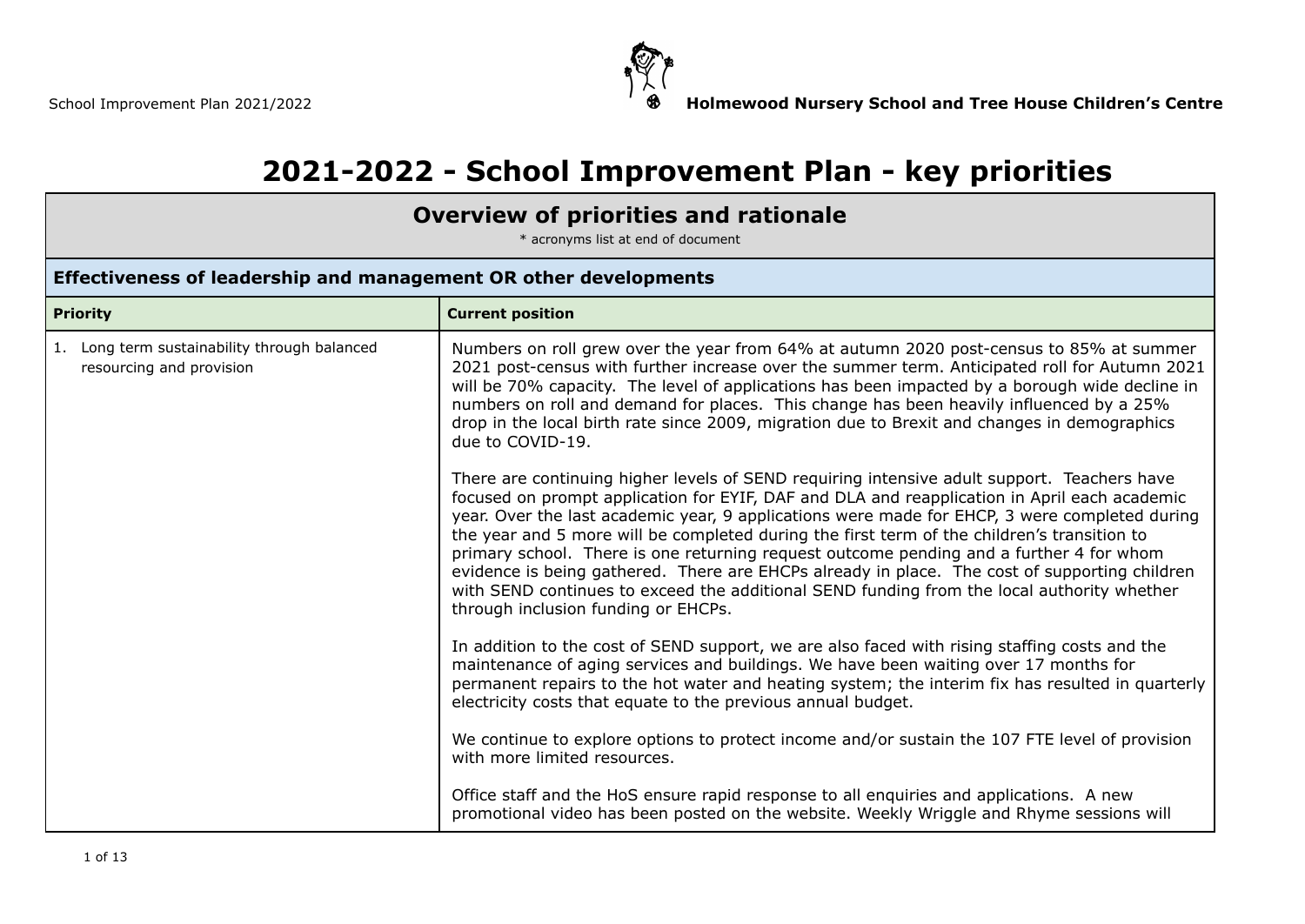# 2021-2022 - School Improvement Plan - key priorities

| Overview of priorities and rationale<br>* acronyms list at end of document | |
|---|---|
| **Effectiveness of leadership and management OR other developments** | |
| **Priority** | **Current position** |
| 1. Long term sustainability through balanced resourcing and provision | Numbers on roll grew over the year from 64% at autumn 2020 post-census to 85% at summer 2021 post-census with further increase over the summer term. Anticipated roll for Autumn 2021 will be 70% capacity. The level of applications has been impacted by a borough wide decline in numbers on roll and demand for places. This change has been heavily influenced by a 25% drop in the local birth rate since 2009, migration due to Brexit and changes in demographics due to COVID-19.<br><br>There are continuing higher levels of SEND requiring intensive adult support. Teachers have focused on prompt application for EYIF, DAF and DLA and reapplication in April each academic year. Over the last academic year, 9 applications were made for EHCP, 3 were completed during the year and 5 more will be completed during the first term of the children's transition to primary school. There is one returning request outcome pending and a further 4 for whom evidence is being gathered. There are EHCPs already in place. The cost of supporting children with SEND continues to exceed the additional SEND funding from the local authority whether through inclusion funding or EHCPs.<br><br>In addition to the cost of SEND support, we are also faced with rising staffing costs and the maintenance of aging services and buildings. We have been waiting over 17 months for permanent repairs to the hot water and heating system; the interim fix has resulted in quarterly electricity costs that equate to the previous annual budget.<br><br>We continue to explore options to protect income and/or sustain the 107 FTE level of provision with more limited resources.<br><br>Office staff and the HoS ensure rapid response to all enquiries and applications. A new promotional video has been posted on the website. Weekly Wriggle and Rhyme sessions will |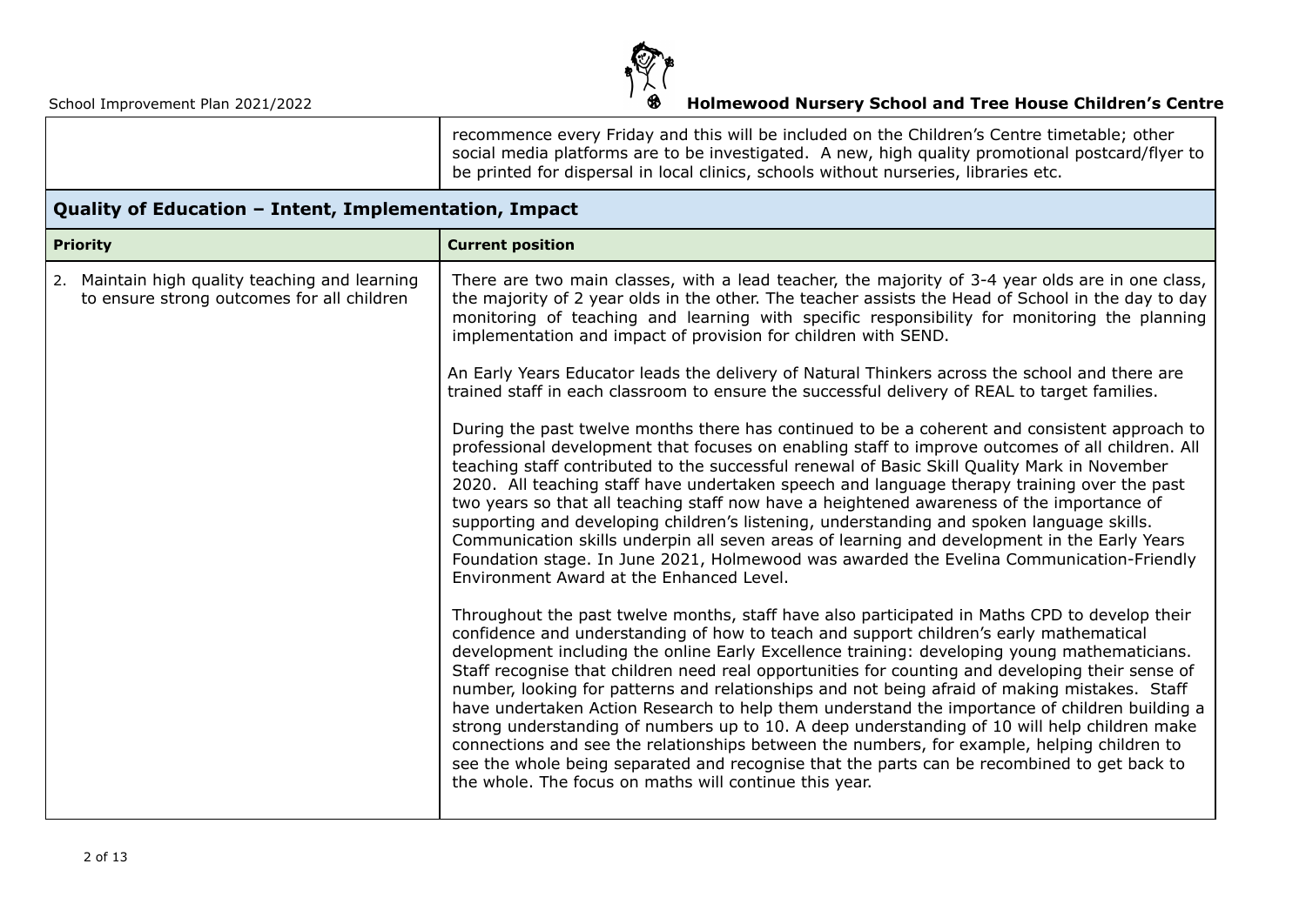| | |
|---|---|
| | recommence every Friday and this will be included on the Children's Centre timetable; other social media platforms are to be investigated. A new, high quality promotional postcard/flyer to be printed for dispersal in local clinics, schools without nurseries, libraries etc. |

## Quality of Education – Intent, Implementation, Impact

| Priority | Current position |
|---|---|
| 2. Maintain high quality teaching and learning to ensure strong outcomes for all children | There are two main classes, with a lead teacher, the majority of 3-4 year olds are in one class, the majority of 2 year olds in the other. The teacher assists the Head of School in the day to day monitoring of teaching and learning with specific responsibility for monitoring the planning implementation and impact of provision for children with SEND.<br><br>An Early Years Educator leads the delivery of Natural Thinkers across the school and there are trained staff in each classroom to ensure the successful delivery of REAL to target families.<br><br>During the past twelve months there has continued to be a coherent and consistent approach to professional development that focuses on enabling staff to improve outcomes of all children. All teaching staff contributed to the successful renewal of Basic Skill Quality Mark in November 2020. All teaching staff have undertaken speech and language therapy training over the past two years so that all teaching staff now have a heightened awareness of the importance of supporting and developing children's listening, understanding and spoken language skills. Communication skills underpin all seven areas of learning and development in the Early Years Foundation stage. In June 2021, Holmewood was awarded the Evelina Communication-Friendly Environment Award at the Enhanced Level.<br><br>Throughout the past twelve months, staff have also participated in Maths CPD to develop their confidence and understanding of how to teach and support children's early mathematical development including the online Early Excellence training: developing young mathematicians. Staff recognise that children need real opportunities for counting and developing their sense of number, looking for patterns and relationships and not being afraid of making mistakes. Staff have undertaken Action Research to help them understand the importance of children building a strong understanding of numbers up to 10. A deep understanding of 10 will help children make connections and see the relationships between the numbers, for example, helping children to see the whole being separated and recognise that the parts can be recombined to get back to the whole. The focus on maths will continue this year. |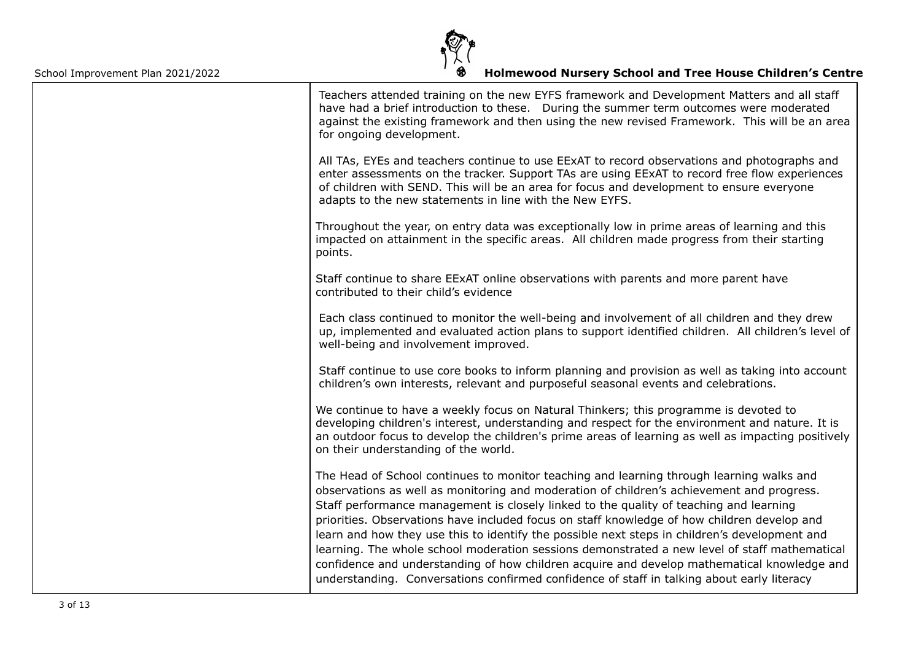| | |
|---|---|
| | Teachers attended training on the new EYFS framework and Development Matters and all staff have had a brief introduction to these. During the summer term outcomes were moderated against the existing framework and then using the new revised Framework. This will be an area for ongoing development.<br><br>All TAs, EYEs and teachers continue to use EExAT to record observations and photographs and enter assessments on the tracker. Support TAs are using EExAT to record free flow experiences of children with SEND. This will be an area for focus and development to ensure everyone adapts to the new statements in line with the New EYFS.<br><br>Throughout the year, on entry data was exceptionally low in prime areas of learning and this impacted on attainment in the specific areas. All children made progress from their starting points.<br><br>Staff continue to share EExAT online observations with parents and more parent have contributed to their child's evidence<br><br>Each class continued to monitor the well-being and involvement of all children and they drew up, implemented and evaluated action plans to support identified children. All children's level of well-being and involvement improved.<br><br>Staff continue to use core books to inform planning and provision as well as taking into account children's own interests, relevant and purposeful seasonal events and celebrations.<br><br>We continue to have a weekly focus on Natural Thinkers; this programme is devoted to developing children's interest, understanding and respect for the environment and nature. It is an outdoor focus to develop the children's prime areas of learning as well as impacting positively on their understanding of the world.<br><br>The Head of School continues to monitor teaching and learning through learning walks and observations as well as monitoring and moderation of children's achievement and progress. Staff performance management is closely linked to the quality of teaching and learning priorities. Observations have included focus on staff knowledge of how children develop and learn and how they use this to identify the possible next steps in children's development and learning. The whole school moderation sessions demonstrated a new level of staff mathematical confidence and understanding of how children acquire and develop mathematical knowledge and understanding. Conversations confirmed confidence of staff in talking about early literacy |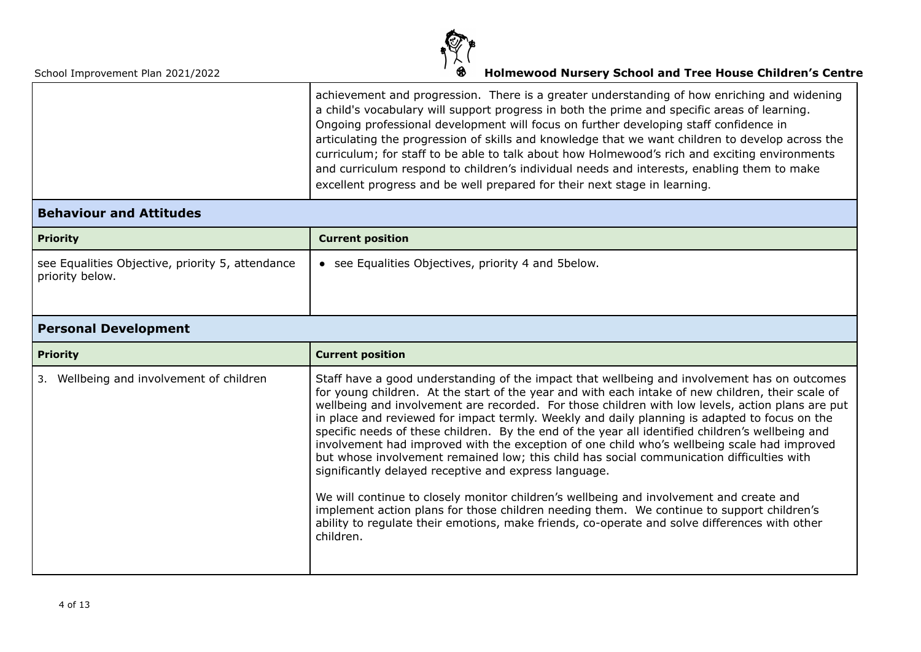| | |
|---|---|
| | achievement and progression. There is a greater understanding of how enriching and widening a child's vocabulary will support progress in both the prime and specific areas of learning. Ongoing professional development will focus on further developing staff confidence in articulating the progression of skills and knowledge that we want children to develop across the curriculum; for staff to be able to talk about how Holmewood's rich and exciting environments and curriculum respond to children's individual needs and interests, enabling them to make excellent progress and be well prepared for their next stage in learning. |

## Behaviour and Attitudes

| Priority | Current position |
|---|---|
| see Equalities Objective, priority 5, attendance priority below. | • see Equalities Objectives, priority 4 and 5below. |

## Personal Development

| Priority | Current position |
|---|---|
| 3. Wellbeing and involvement of children | Staff have a good understanding of the impact that wellbeing and involvement has on outcomes for young children. At the start of the year and with each intake of new children, their scale of wellbeing and involvement are recorded. For those children with low levels, action plans are put in place and reviewed for impact termly. Weekly and daily planning is adapted to focus on the specific needs of these children. By the end of the year all identified children's wellbeing and involvement had improved with the exception of one child who's wellbeing scale had improved but whose involvement remained low; this child has social communication difficulties with significantly delayed receptive and express language.<br><br>We will continue to closely monitor children's wellbeing and involvement and create and implement action plans for those children needing them. We continue to support children's ability to regulate their emotions, make friends, co-operate and solve differences with other children. |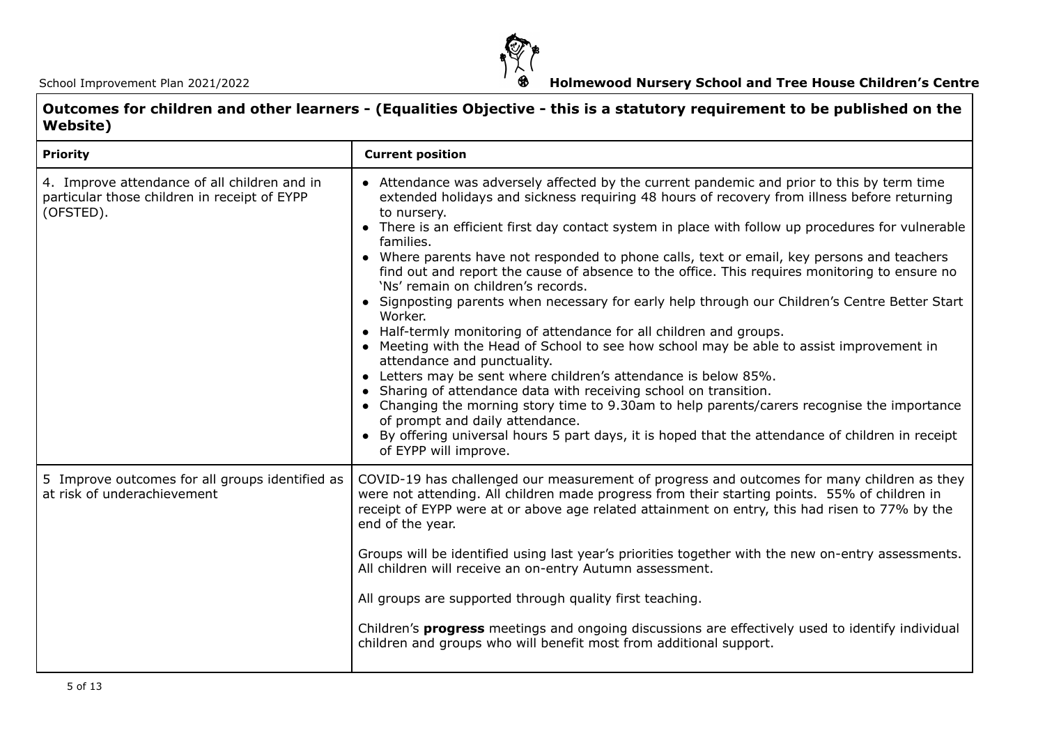## Outcomes for children and other learners - (Equalities Objective - this is a statutory requirement to be published on the Website)

| Priority | Current position |
|---|---|
| 4. Improve attendance of all children and in particular those children in receipt of EYPP (OFSTED). | • Attendance was adversely affected by the current pandemic and prior to this by term time extended holidays and sickness requiring 48 hours of recovery from illness before returning to nursery.<br>• There is an efficient first day contact system in place with follow up procedures for vulnerable families.<br>• Where parents have not responded to phone calls, text or email, key persons and teachers find out and report the cause of absence to the office. This requires monitoring to ensure no 'Ns' remain on children's records.<br>• Signposting parents when necessary for early help through our Children's Centre Better Start Worker.<br>• Half-termly monitoring of attendance for all children and groups.<br>• Meeting with the Head of School to see how school may be able to assist improvement in attendance and punctuality.<br>• Letters may be sent where children's attendance is below 85%.<br>• Sharing of attendance data with receiving school on transition.<br>• Changing the morning story time to 9.30am to help parents/carers recognise the importance of prompt and daily attendance.<br>• By offering universal hours 5 part days, it is hoped that the attendance of children in receipt of EYPP will improve. |
| 5 Improve outcomes for all groups identified as at risk of underachievement | COVID-19 has challenged our measurement of progress and outcomes for many children as they were not attending. All children made progress from their starting points. 55% of children in receipt of EYPP were at or above age related attainment on entry, this had risen to 77% by the end of the year.<br><br>Groups will be identified using last year's priorities together with the new on-entry assessments. All children will receive an on-entry Autumn assessment.<br><br>All groups are supported through quality first teaching.<br><br>Children's **progress** meetings and ongoing discussions are effectively used to identify individual children and groups who will benefit most from additional support. |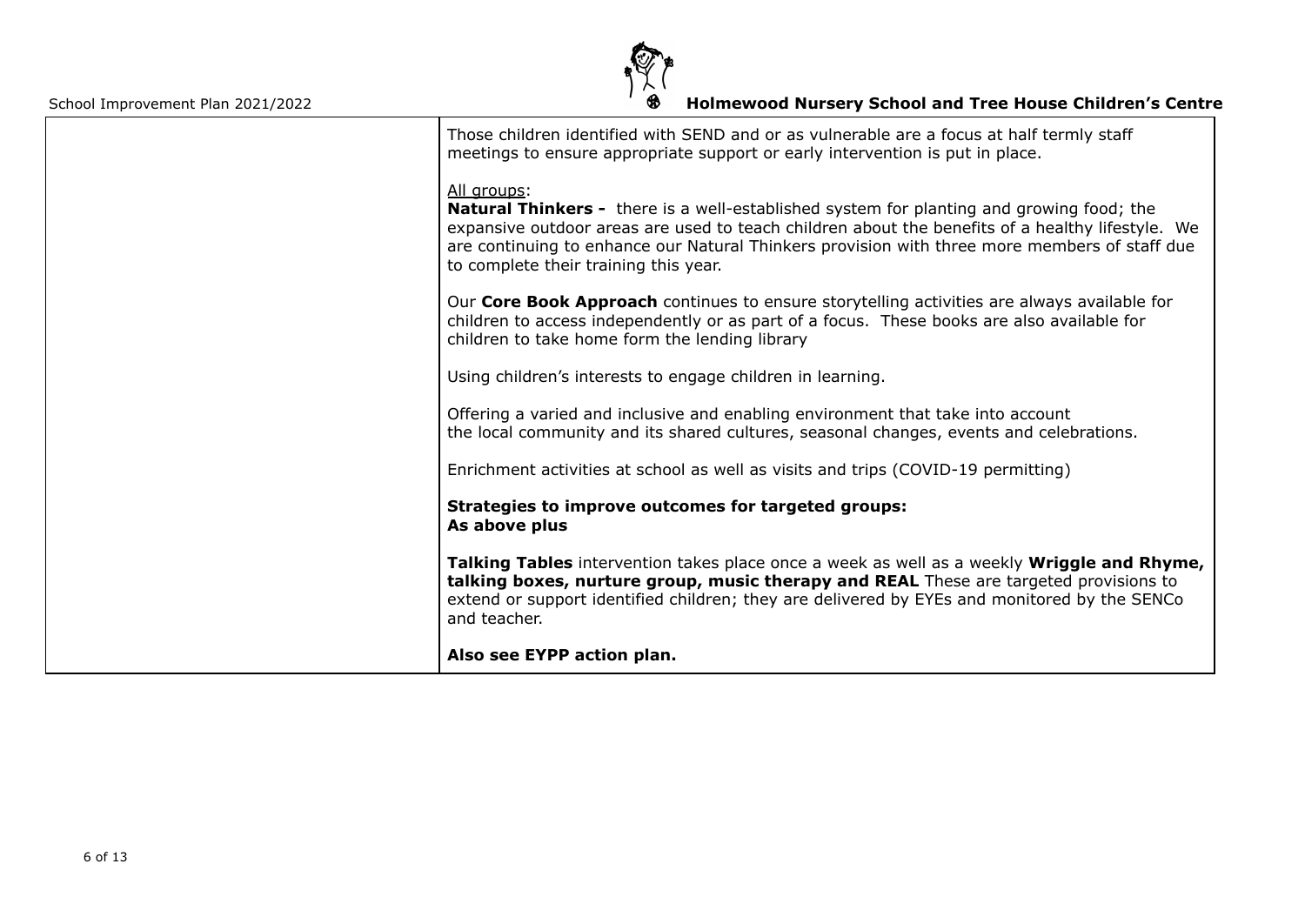| | |
|---|---|
| | Those children identified with SEND and or as vulnerable are a focus at half termly staff meetings to ensure appropriate support or early intervention is put in place.<br><br><u>All groups</u>:<br>**Natural Thinkers -** there is a well-established system for planting and growing food; the expansive outdoor areas are used to teach children about the benefits of a healthy lifestyle. We are continuing to enhance our Natural Thinkers provision with three more members of staff due to complete their training this year.<br><br>Our **Core Book Approach** continues to ensure storytelling activities are always available for children to access independently or as part of a focus. These books are also available for children to take home form the lending library<br><br>Using children's interests to engage children in learning.<br><br>Offering a varied and inclusive and enabling environment that take into account the local community and its shared cultures, seasonal changes, events and celebrations.<br><br>Enrichment activities at school as well as visits and trips (COVID-19 permitting)<br><br>**Strategies to improve outcomes for targeted groups:**<br>**As above plus**<br><br>**Talking Tables** intervention takes place once a week as well as a weekly **Wriggle and Rhyme, talking boxes, nurture group, music therapy and REAL** These are targeted provisions to extend or support identified children; they are delivered by EYEs and monitored by the SENCo and teacher.<br><br>**Also see EYPP action plan.** |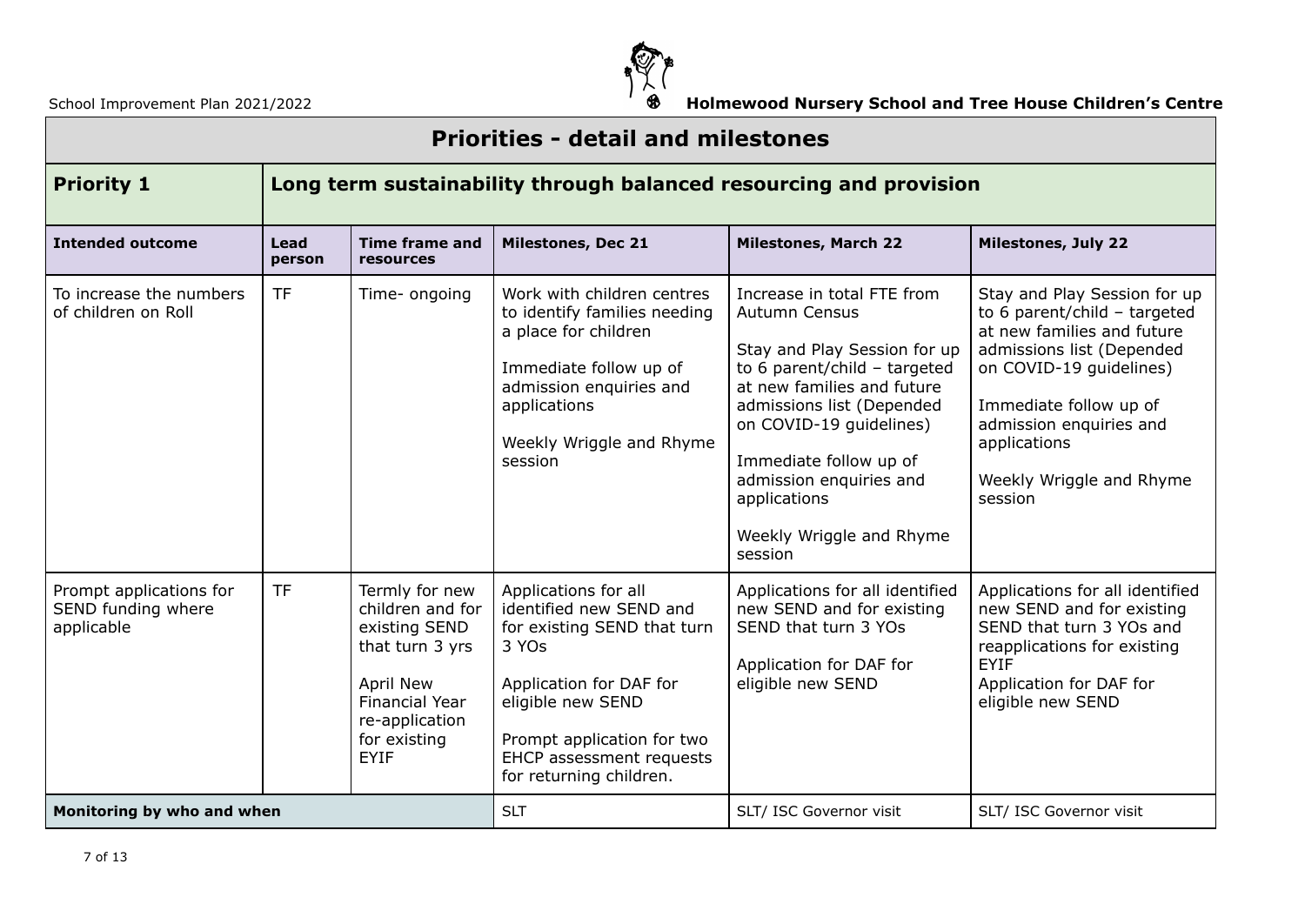# Priorities - detail and milestones

## Priority 1 — Long term sustainability through balanced resourcing and provision

| Intended outcome | Lead person | Time frame and resources | Milestones, Dec 21 | Milestones, March 22 | Milestones, July 22 |
|---|---|---|---|---|---|
| To increase the numbers of children on Roll | TF | Time- ongoing | Work with children centres to identify families needing a place for children<br><br>Immediate follow up of admission enquiries and applications<br><br>Weekly Wriggle and Rhyme session | Increase in total FTE from Autumn Census<br><br>Stay and Play Session for up to 6 parent/child – targeted at new families and future admissions list (Depended on COVID-19 guidelines)<br><br>Immediate follow up of admission enquiries and applications<br><br>Weekly Wriggle and Rhyme session | Stay and Play Session for up to 6 parent/child – targeted at new families and future admissions list (Depended on COVID-19 guidelines)<br><br>Immediate follow up of admission enquiries and applications<br><br>Weekly Wriggle and Rhyme session |
| Prompt applications for SEND funding where applicable | TF | Termly for new children and for existing SEND that turn 3 yrs<br><br>April New Financial Year re-application for existing EYIF | Applications for all identified new SEND and for existing SEND that turn 3 YOs<br><br>Application for DAF for eligible new SEND<br><br>Prompt application for two EHCP assessment requests for returning children. | Applications for all identified new SEND and for existing SEND that turn 3 YOs<br><br>Application for DAF for eligible new SEND | Applications for all identified new SEND and for existing SEND that turn 3 YOs and reapplications for existing EYIF<br>Application for DAF for eligible new SEND |
| **Monitoring by who and when** | | | SLT | SLT/ ISC Governor visit | SLT/ ISC Governor visit |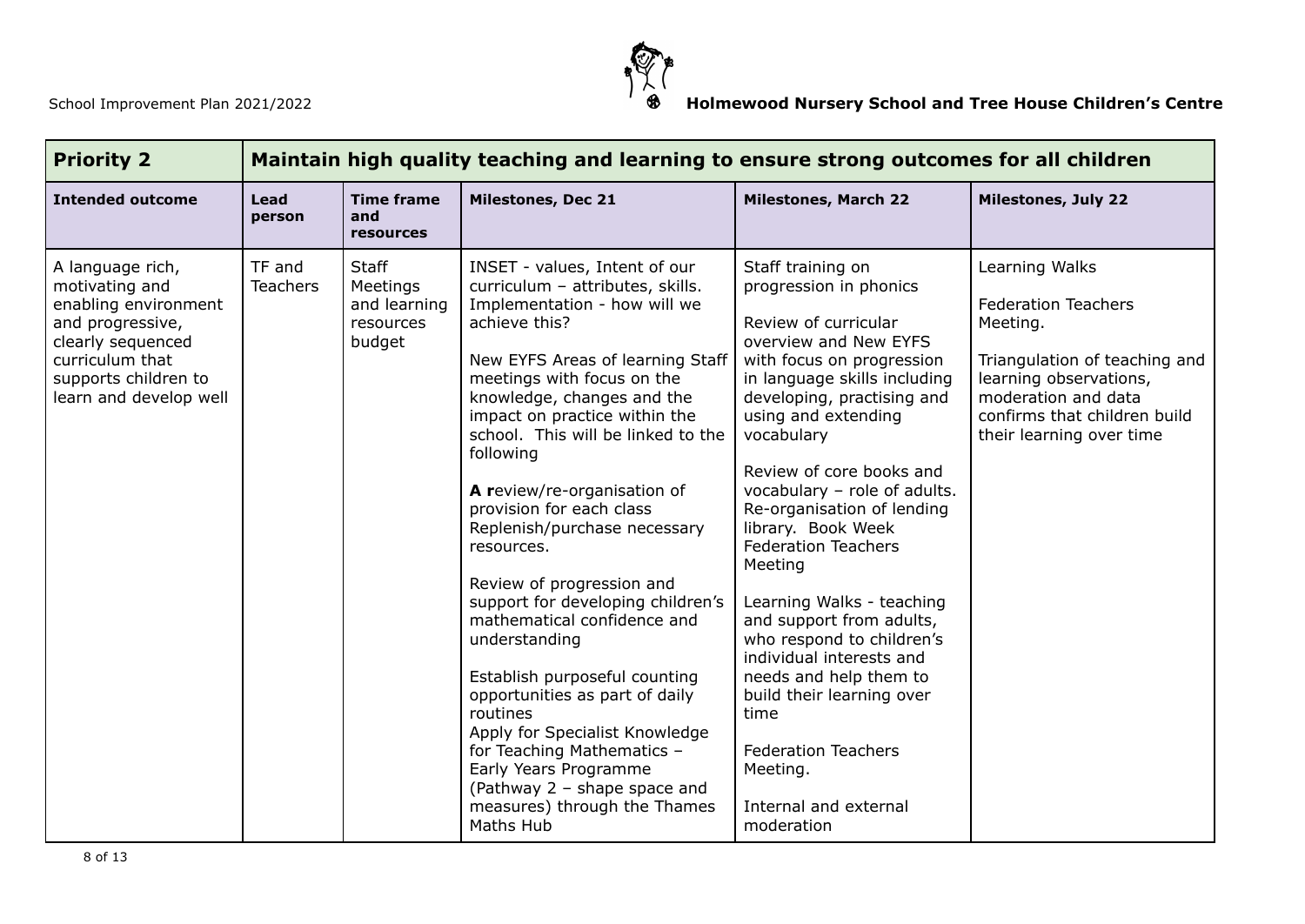| **Priority 2** | **Maintain high quality teaching and learning to ensure strong outcomes for all children** | | | | |
|---|---|---|---|---|---|
| **Intended outcome** | **Lead person** | **Time frame and resources** | **Milestones, Dec 21** | **Milestones, March 22** | **Milestones, July 22** |
| A language rich, motivating and enabling environment and progressive, clearly sequenced curriculum that supports children to learn and develop well | TF and Teachers | Staff Meetings and learning resources budget | INSET - values, Intent of our curriculum – attributes, skills. Implementation - how will we achieve this?<br><br>New EYFS Areas of learning Staff meetings with focus on the knowledge, changes and the impact on practice within the school. This will be linked to the following<br><br>**A r**eview/re-organisation of provision for each class Replenish/purchase necessary resources.<br><br>Review of progression and support for developing children's mathematical confidence and understanding<br><br>Establish purposeful counting opportunities as part of daily routines<br>Apply for Specialist Knowledge for Teaching Mathematics – Early Years Programme (Pathway 2 – shape space and measures) through the Thames Maths Hub | Staff training on progression in phonics<br><br>Review of curricular overview and New EYFS with focus on progression in language skills including developing, practising and using and extending vocabulary<br><br>Review of core books and vocabulary – role of adults. Re-organisation of lending library. Book Week Federation Teachers Meeting<br><br>Learning Walks - teaching and support from adults, who respond to children's individual interests and needs and help them to build their learning over time<br><br>Federation Teachers Meeting.<br><br>Internal and external moderation | Learning Walks<br><br>Federation Teachers Meeting.<br><br>Triangulation of teaching and learning observations, moderation and data confirms that children build their learning over time |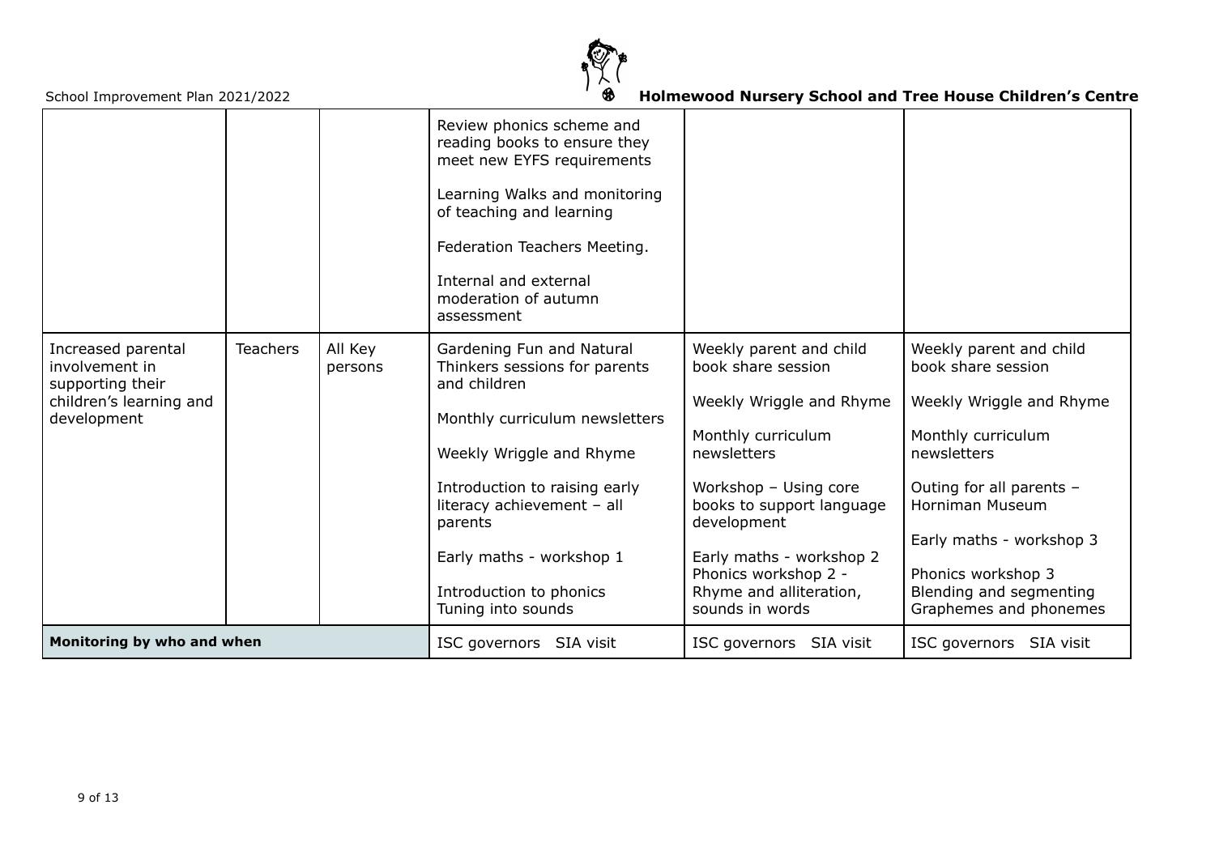| | | | | | |
|---|---|---|---|---|---|
| | | | Review phonics scheme and reading books to ensure they meet new EYFS requirements<br><br>Learning Walks and monitoring of teaching and learning<br><br>Federation Teachers Meeting.<br><br>Internal and external moderation of autumn assessment | | |
| Increased parental involvement in supporting their children's learning and development | Teachers | All Key persons | Gardening Fun and Natural Thinkers sessions for parents and children<br><br>Monthly curriculum newsletters<br><br>Weekly Wriggle and Rhyme<br><br>Introduction to raising early literacy achievement – all parents<br><br>Early maths - workshop 1<br><br>Introduction to phonics<br>Tuning into sounds | Weekly parent and child book share session<br><br>Weekly Wriggle and Rhyme<br><br>Monthly curriculum newsletters<br><br>Workshop – Using core books to support language development<br><br>Early maths - workshop 2<br>Phonics workshop 2 - Rhyme and alliteration, sounds in words | Weekly parent and child book share session<br><br>Weekly Wriggle and Rhyme<br><br>Monthly curriculum newsletters<br><br>Outing for all parents – Horniman Museum<br><br>Early maths - workshop 3<br><br>Phonics workshop 3<br>Blending and segmenting<br>Graphemes and phonemes |
| **Monitoring by who and when** | | | ISC governors SIA visit | ISC governors SIA visit | ISC governors SIA visit |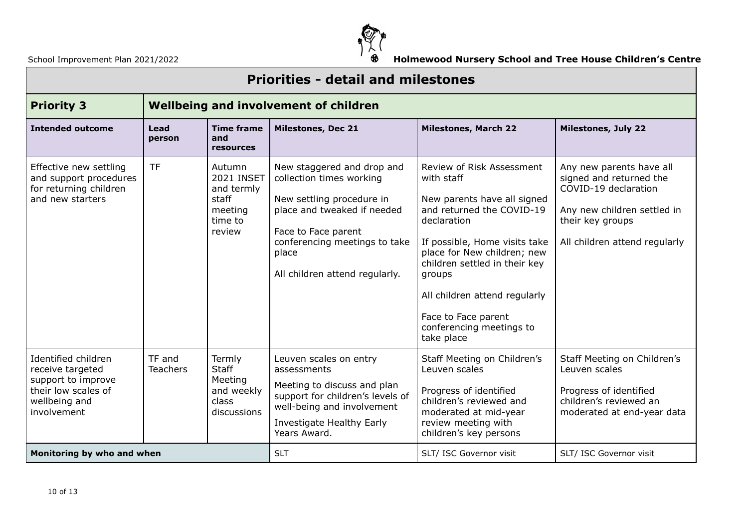## Priorities - detail and milestones

| **Priority 3** | **Wellbeing and involvement of children** | | | | |
|---|---|---|---|---|---|
| **Intended outcome** | **Lead person** | **Time frame and resources** | **Milestones, Dec 21** | **Milestones, March 22** | **Milestones, July 22** |
| Effective new settling and support procedures for returning children and new starters | TF | Autumn 2021 INSET and termly staff meeting time to review | New staggered and drop and collection times working<br><br>New settling procedure in place and tweaked if needed<br><br>Face to Face parent conferencing meetings to take place<br><br>All children attend regularly. | Review of Risk Assessment with staff<br><br>New parents have all signed and returned the COVID-19 declaration<br><br>If possible, Home visits take place for New children; new children settled in their key groups<br><br>All children attend regularly<br><br>Face to Face parent conferencing meetings to take place | Any new parents have all signed and returned the COVID-19 declaration<br><br>Any new children settled in their key groups<br><br>All children attend regularly |
| Identified children receive targeted support to improve their low scales of wellbeing and involvement | TF and Teachers | Termly Staff Meeting and weekly class discussions | Leuven scales on entry assessments<br><br>Meeting to discuss and plan support for children's levels of well-being and involvement<br><br>Investigate Healthy Early Years Award. | Staff Meeting on Children's Leuven scales<br><br>Progress of identified children's reviewed and moderated at mid-year review meeting with children's key persons | Staff Meeting on Children's Leuven scales<br><br>Progress of identified children's reviewed an moderated at end-year data |
| **Monitoring by who and when** | | | SLT | SLT/ ISC Governor visit | SLT/ ISC Governor visit |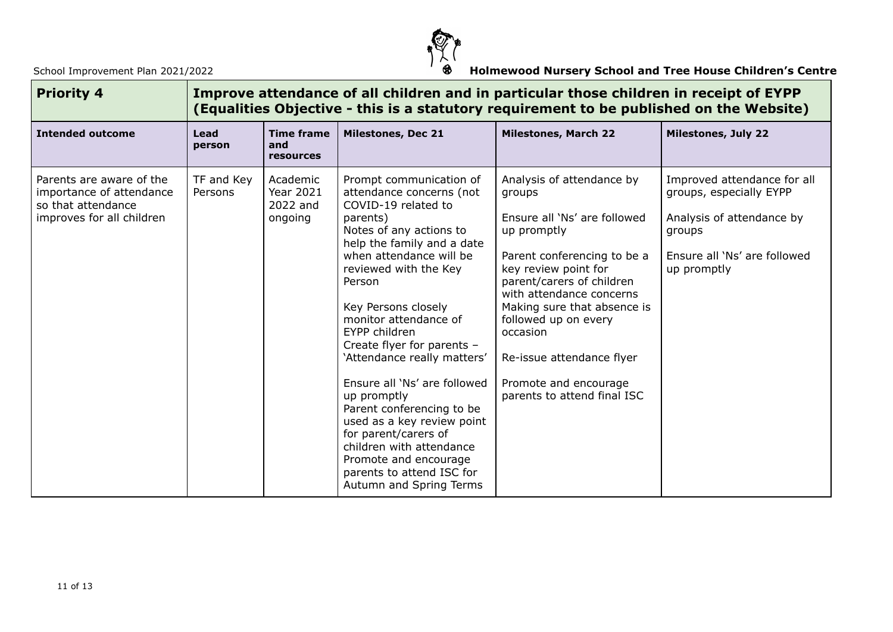| **Priority 4** | **Improve attendance of all children and in particular those children in receipt of EYPP (Equalities Objective - this is a statutory requirement to be published on the Website)** | | | | |
|---|---|---|---|---|---|
| **Intended outcome** | **Lead person** | **Time frame and resources** | **Milestones, Dec 21** | **Milestones, March 22** | **Milestones, July 22** |
| Parents are aware of the importance of attendance so that attendance improves for all children | TF and Key Persons | Academic Year 2021 2022 and ongoing | Prompt communication of attendance concerns (not COVID-19 related to parents)<br>Notes of any actions to help the family and a date when attendance will be reviewed with the Key Person<br><br>Key Persons closely monitor attendance of EYPP children<br>Create flyer for parents – 'Attendance really matters'<br><br>Ensure all 'Ns' are followed up promptly<br>Parent conferencing to be used as a key review point for parent/carers of children with attendance<br>Promote and encourage parents to attend ISC for Autumn and Spring Terms | Analysis of attendance by groups<br><br>Ensure all 'Ns' are followed up promptly<br><br>Parent conferencing to be a key review point for parent/carers of children with attendance concerns<br>Making sure that absence is followed up on every occasion<br><br>Re-issue attendance flyer<br><br>Promote and encourage parents to attend final ISC | Improved attendance for all groups, especially EYPP<br><br>Analysis of attendance by groups<br><br>Ensure all 'Ns' are followed up promptly |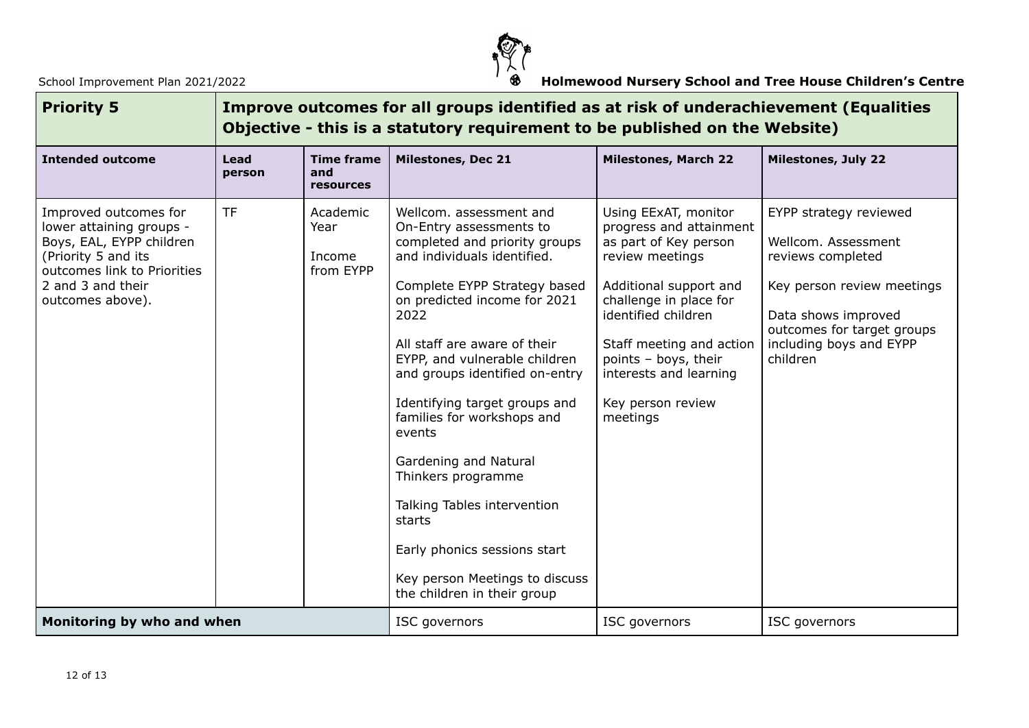| **Priority 5** | **Improve outcomes for all groups identified as at risk of underachievement (Equalities Objective - this is a statutory requirement to be published on the Website)** | | | | |
|---|---|---|---|---|---|
| **Intended outcome** | **Lead person** | **Time frame and resources** | **Milestones, Dec 21** | **Milestones, March 22** | **Milestones, July 22** |
| Improved outcomes for lower attaining groups - Boys, EAL, EYPP children (Priority 5 and its outcomes link to Priorities 2 and 3 and their outcomes above). | TF | Academic Year<br><br>Income from EYPP | Wellcom. assessment and On-Entry assessments to completed and priority groups and individuals identified.<br><br>Complete EYPP Strategy based on predicted income for 2021 2022<br><br>All staff are aware of their EYPP, and vulnerable children and groups identified on-entry<br><br>Identifying target groups and families for workshops and events<br><br>Gardening and Natural Thinkers programme<br><br>Talking Tables intervention starts<br><br>Early phonics sessions start<br><br>Key person Meetings to discuss the children in their group | Using EExAT, monitor progress and attainment as part of Key person review meetings<br><br>Additional support and challenge in place for identified children<br><br>Staff meeting and action points – boys, their interests and learning<br><br>Key person review meetings | EYPP strategy reviewed<br><br>Wellcom. Assessment reviews completed<br><br>Key person review meetings<br><br>Data shows improved outcomes for target groups including boys and EYPP children |
| **Monitoring by who and when** | | | ISC governors | ISC governors | ISC governors |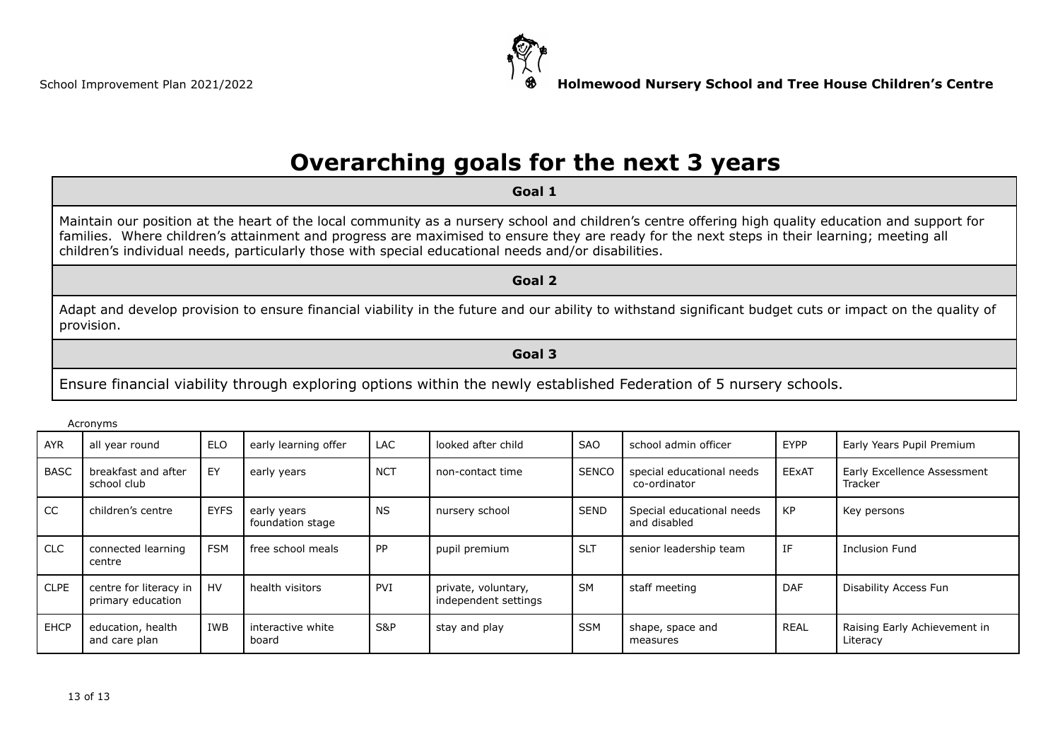# Overarching goals for the next 3 years

| **Goal 1** |
|---|
| Maintain our position at the heart of the local community as a nursery school and children's centre offering high quality education and support for families. Where children's attainment and progress are maximised to ensure they are ready for the next steps in their learning; meeting all children's individual needs, particularly those with special educational needs and/or disabilities. |
| **Goal 2** |
| Adapt and develop provision to ensure financial viability in the future and our ability to withstand significant budget cuts or impact on the quality of provision. |
| **Goal 3** |
| Ensure financial viability through exploring options within the newly established Federation of 5 nursery schools. |

Acronyms

| | | | | | | | | | |
|---|---|---|---|---|---|---|---|---|---|
| AYR | all year round | ELO | early learning offer | LAC | looked after child | SAO | school admin officer | EYPP | Early Years Pupil Premium |
| BASC | breakfast and after school club | EY | early years | NCT | non-contact time | SENCO | special educational needs co-ordinator | EExAT | Early Excellence Assessment Tracker |
| CC | children's centre | EYFS | early years foundation stage | NS | nursery school | SEND | Special educational needs and disabled | KP | Key persons |
| CLC | connected learning centre | FSM | free school meals | PP | pupil premium | SLT | senior leadership team | IF | Inclusion Fund |
| CLPE | centre for literacy in primary education | HV | health visitors | PVI | private, voluntary, independent settings | SM | staff meeting | DAF | Disability Access Fun |
| EHCP | education, health and care plan | IWB | interactive white board | S&P | stay and play | SSM | shape, space and measures | REAL | Raising Early Achievement in Literacy |